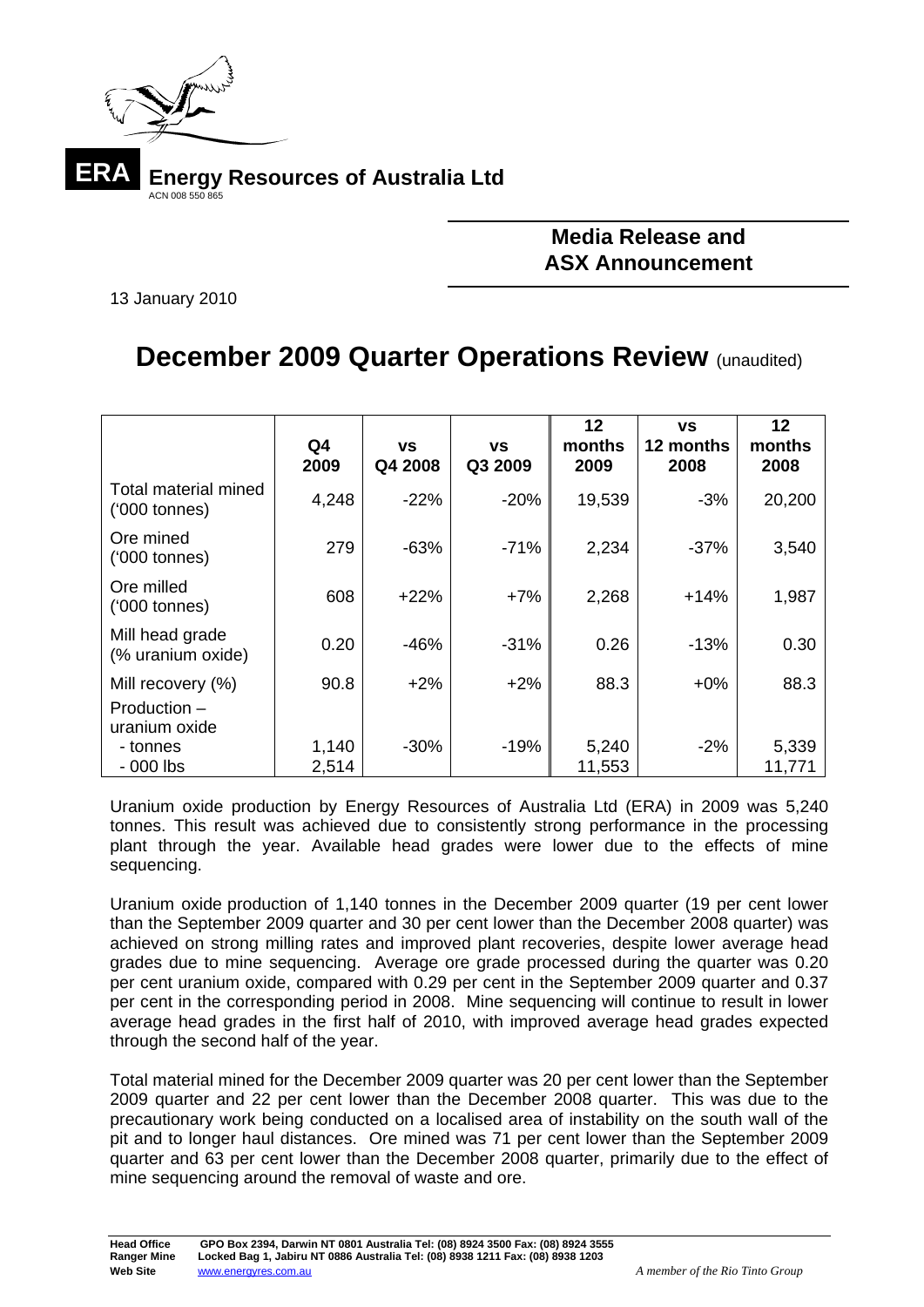**ERA** **Energy Resources of Australia Ltd**
ACN 008 550 865

**Media Release and ASX Announcement**

13 January 2010

# December 2009 Quarter Operations Review (unaudited)

| | Q4 2009 | vs Q4 2008 | vs Q3 2009 | 12 months 2009 | vs 12 months 2008 | 12 months 2008 |
|---|---|---|---|---|---|---|
| Total material mined ('000 tonnes) | 4,248 | -22% | -20% | 19,539 | -3% | 20,200 |
| Ore mined ('000 tonnes) | 279 | -63% | -71% | 2,234 | -37% | 3,540 |
| Ore milled ('000 tonnes) | 608 | +22% | +7% | 2,268 | +14% | 1,987 |
| Mill head grade (% uranium oxide) | 0.20 | -46% | -31% | 0.26 | -13% | 0.30 |
| Mill recovery (%) | 90.8 | +2% | +2% | 88.3 | +0% | 88.3 |
| Production – uranium oxide - tonnes | 1,140 | -30% | -19% | 5,240 | -2% | 5,339 |
| - 000 lbs | 2,514 | | | 11,553 | | 11,771 |

Uranium oxide production by Energy Resources of Australia Ltd (ERA) in 2009 was 5,240 tonnes. This result was achieved due to consistently strong performance in the processing plant through the year. Available head grades were lower due to the effects of mine sequencing.

Uranium oxide production of 1,140 tonnes in the December 2009 quarter (19 per cent lower than the September 2009 quarter and 30 per cent lower than the December 2008 quarter) was achieved on strong milling rates and improved plant recoveries, despite lower average head grades due to mine sequencing. Average ore grade processed during the quarter was 0.20 per cent uranium oxide, compared with 0.29 per cent in the September 2009 quarter and 0.37 per cent in the corresponding period in 2008. Mine sequencing will continue to result in lower average head grades in the first half of 2010, with improved average head grades expected through the second half of the year.

Total material mined for the December 2009 quarter was 20 per cent lower than the September 2009 quarter and 22 per cent lower than the December 2008 quarter. This was due to the precautionary work being conducted on a localised area of instability on the south wall of the pit and to longer haul distances. Ore mined was 71 per cent lower than the September 2009 quarter and 63 per cent lower than the December 2008 quarter, primarily due to the effect of mine sequencing around the removal of waste and ore.

**Head Office** GPO Box 2394, Darwin NT 0801 Australia Tel: (08) 8924 3500 Fax: (08) 8924 3555
**Ranger Mine** Locked Bag 1, Jabiru NT 0886 Australia Tel: (08) 8938 1211 Fax: (08) 8938 1203
**Web Site** www.energyres.com.au *A member of the Rio Tinto Group*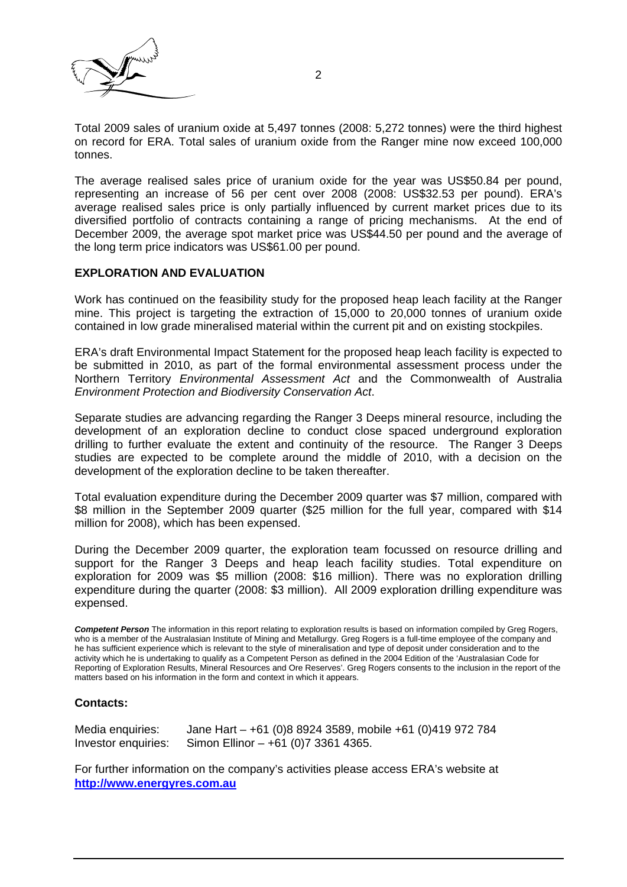Total 2009 sales of uranium oxide at 5,497 tonnes (2008: 5,272 tonnes) were the third highest on record for ERA. Total sales of uranium oxide from the Ranger mine now exceed 100,000 tonnes.

The average realised sales price of uranium oxide for the year was US$50.84 per pound, representing an increase of 56 per cent over 2008 (2008: US$32.53 per pound). ERA's average realised sales price is only partially influenced by current market prices due to its diversified portfolio of contracts containing a range of pricing mechanisms. At the end of December 2009, the average spot market price was US$44.50 per pound and the average of the long term price indicators was US$61.00 per pound.

## EXPLORATION AND EVALUATION

Work has continued on the feasibility study for the proposed heap leach facility at the Ranger mine. This project is targeting the extraction of 15,000 to 20,000 tonnes of uranium oxide contained in low grade mineralised material within the current pit and on existing stockpiles.

ERA's draft Environmental Impact Statement for the proposed heap leach facility is expected to be submitted in 2010, as part of the formal environmental assessment process under the Northern Territory *Environmental Assessment Act* and the Commonwealth of Australia *Environment Protection and Biodiversity Conservation Act*.

Separate studies are advancing regarding the Ranger 3 Deeps mineral resource, including the development of an exploration decline to conduct close spaced underground exploration drilling to further evaluate the extent and continuity of the resource. The Ranger 3 Deeps studies are expected to be complete around the middle of 2010, with a decision on the development of the exploration decline to be taken thereafter.

Total evaluation expenditure during the December 2009 quarter was $7 million, compared with $8 million in the September 2009 quarter ($25 million for the full year, compared with $14 million for 2008), which has been expensed.

During the December 2009 quarter, the exploration team focussed on resource drilling and support for the Ranger 3 Deeps and heap leach facility studies. Total expenditure on exploration for 2009 was $5 million (2008: $16 million). There was no exploration drilling expenditure during the quarter (2008: $3 million). All 2009 exploration drilling expenditure was expensed.

***Competent Person*** The information in this report relating to exploration results is based on information compiled by Greg Rogers, who is a member of the Australasian Institute of Mining and Metallurgy. Greg Rogers is a full-time employee of the company and he has sufficient experience which is relevant to the style of mineralisation and type of deposit under consideration and to the activity which he is undertaking to qualify as a Competent Person as defined in the 2004 Edition of the 'Australasian Code for Reporting of Exploration Results, Mineral Resources and Ore Reserves'. Greg Rogers consents to the inclusion in the report of the matters based on his information in the form and context in which it appears.

**Contacts:**

Media enquiries: Jane Hart – +61 (0)8 8924 3589, mobile +61 (0)419 972 784
Investor enquiries: Simon Ellinor – +61 (0)7 3361 4365.

For further information on the company's activities please access ERA's website at **http://www.energyres.com.au**